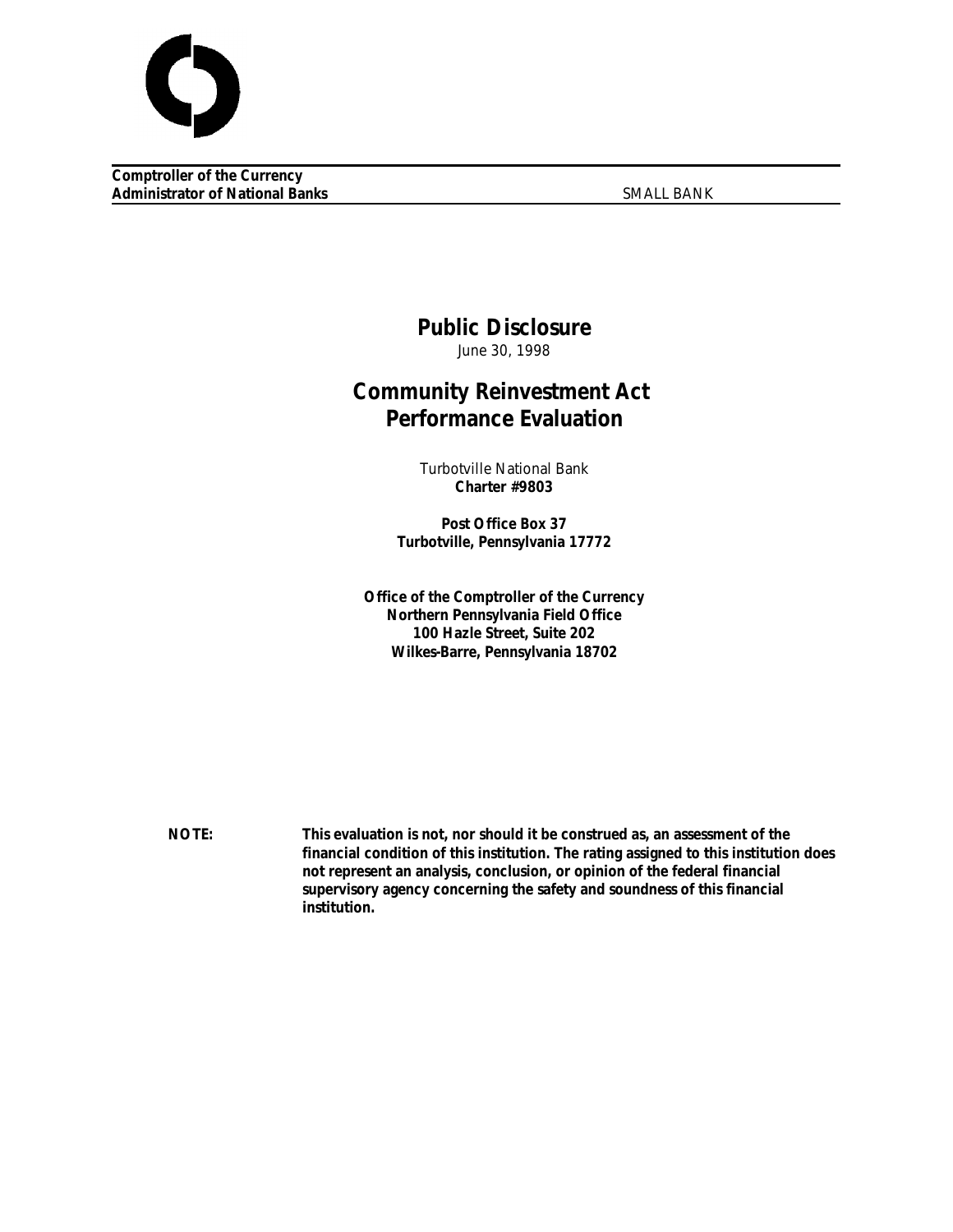**Comptroller of the Currency**
**Administrator of National Banks** SMALL BANK

# Public Disclosure

June 30, 1998

# Community Reinvestment Act Performance Evaluation

Turbotville National Bank
**Charter #9803**

**Post Office Box 37**
**Turbotville, Pennsylvania 17772**

**Office of the Comptroller of the Currency**
**Northern Pennsylvania Field Office**
**100 Hazle Street, Suite 202**
**Wilkes-Barre, Pennsylvania 18702**

**NOTE:** **This evaluation is not, nor should it be construed as, an assessment of the financial condition of this institution. The rating assigned to this institution does not represent an analysis, conclusion, or opinion of the federal financial supervisory agency concerning the safety and soundness of this financial institution.**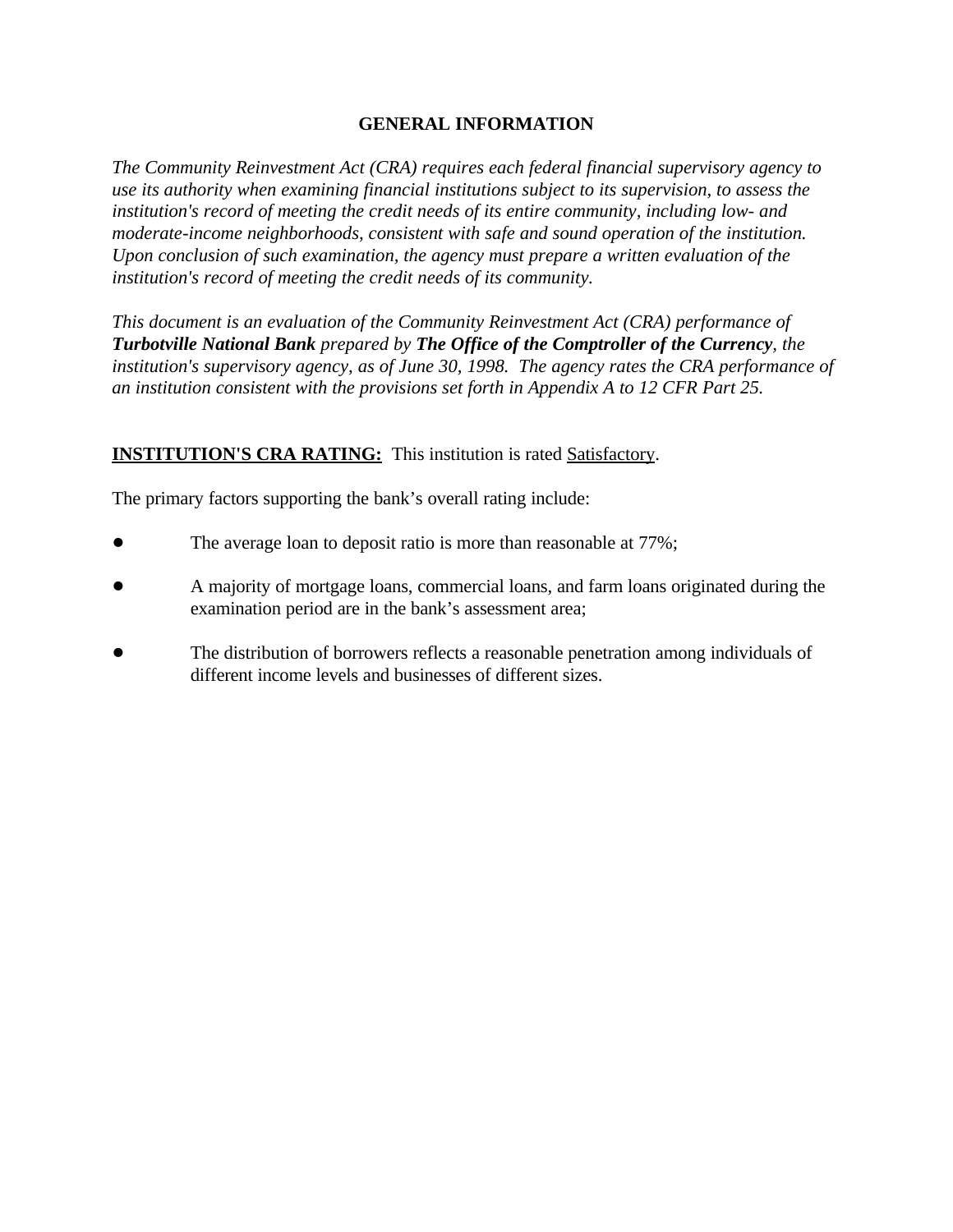## GENERAL INFORMATION

*The Community Reinvestment Act (CRA) requires each federal financial supervisory agency to use its authority when examining financial institutions subject to its supervision, to assess the institution's record of meeting the credit needs of its entire community, including low- and moderate-income neighborhoods, consistent with safe and sound operation of the institution. Upon conclusion of such examination, the agency must prepare a written evaluation of the institution's record of meeting the credit needs of its community.*

*This document is an evaluation of the Community Reinvestment Act (CRA) performance of **Turbotville National Bank** prepared by **The Office of the Comptroller of the Currency**, the institution's supervisory agency, as of June 30, 1998. The agency rates the CRA performance of an institution consistent with the provisions set forth in Appendix A to 12 CFR Part 25.*

**INSTITUTION'S CRA RATING:** This institution is rated Satisfactory.

The primary factors supporting the bank's overall rating include:

- The average loan to deposit ratio is more than reasonable at 77%;
- A majority of mortgage loans, commercial loans, and farm loans originated during the examination period are in the bank's assessment area;
- The distribution of borrowers reflects a reasonable penetration among individuals of different income levels and businesses of different sizes.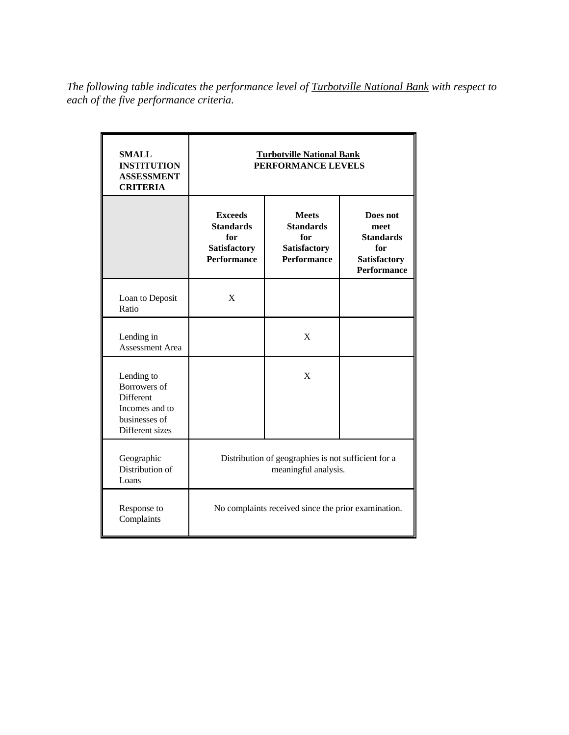*The following table indicates the performance level of Turbotville National Bank with respect to each of the five performance criteria.*

| **SMALL INSTITUTION ASSESSMENT CRITERIA** | **Turbotville National Bank PERFORMANCE LEVELS** | | |
|---|---|---|---|
| | **Exceeds Standards for Satisfactory Performance** | **Meets Standards for Satisfactory Performance** | **Does not meet Standards for Satisfactory Performance** |
| Loan to Deposit Ratio | X | | |
| Lending in Assessment Area | | X | |
| Lending to Borrowers of Different Incomes and to businesses of Different sizes | | X | |
| Geographic Distribution of Loans | Distribution of geographies is not sufficient for a meaningful analysis. | | |
| Response to Complaints | No complaints received since the prior examination. | | |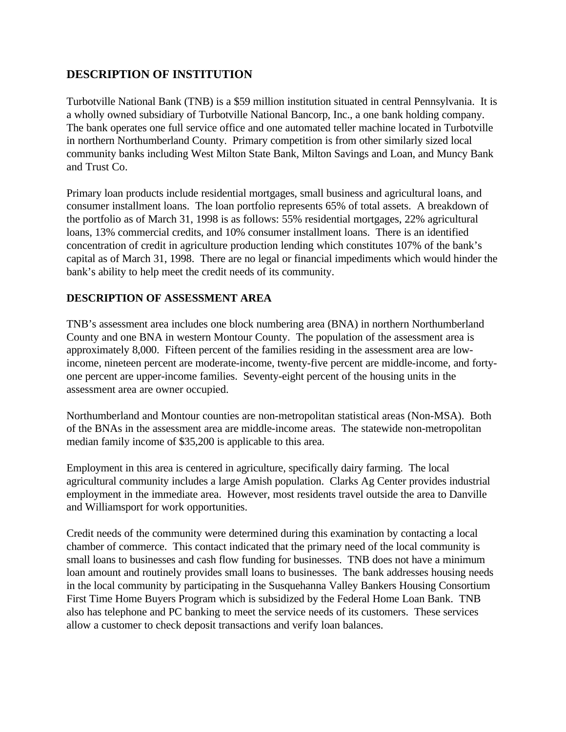## DESCRIPTION OF INSTITUTION

Turbotville National Bank (TNB) is a $59 million institution situated in central Pennsylvania. It is a wholly owned subsidiary of Turbotville National Bancorp, Inc., a one bank holding company. The bank operates one full service office and one automated teller machine located in Turbotville in northern Northumberland County. Primary competition is from other similarly sized local community banks including West Milton State Bank, Milton Savings and Loan, and Muncy Bank and Trust Co.

Primary loan products include residential mortgages, small business and agricultural loans, and consumer installment loans. The loan portfolio represents 65% of total assets. A breakdown of the portfolio as of March 31, 1998 is as follows: 55% residential mortgages, 22% agricultural loans, 13% commercial credits, and 10% consumer installment loans. There is an identified concentration of credit in agriculture production lending which constitutes 107% of the bank's capital as of March 31, 1998. There are no legal or financial impediments which would hinder the bank's ability to help meet the credit needs of its community.

## DESCRIPTION OF ASSESSMENT AREA

TNB's assessment area includes one block numbering area (BNA) in northern Northumberland County and one BNA in western Montour County. The population of the assessment area is approximately 8,000. Fifteen percent of the families residing in the assessment area are low-income, nineteen percent are moderate-income, twenty-five percent are middle-income, and forty-one percent are upper-income families. Seventy-eight percent of the housing units in the assessment area are owner occupied.

Northumberland and Montour counties are non-metropolitan statistical areas (Non-MSA). Both of the BNAs in the assessment area are middle-income areas. The statewide non-metropolitan median family income of $35,200 is applicable to this area.

Employment in this area is centered in agriculture, specifically dairy farming. The local agricultural community includes a large Amish population. Clarks Ag Center provides industrial employment in the immediate area. However, most residents travel outside the area to Danville and Williamsport for work opportunities.

Credit needs of the community were determined during this examination by contacting a local chamber of commerce. This contact indicated that the primary need of the local community is small loans to businesses and cash flow funding for businesses. TNB does not have a minimum loan amount and routinely provides small loans to businesses. The bank addresses housing needs in the local community by participating in the Susquehanna Valley Bankers Housing Consortium First Time Home Buyers Program which is subsidized by the Federal Home Loan Bank. TNB also has telephone and PC banking to meet the service needs of its customers. These services allow a customer to check deposit transactions and verify loan balances.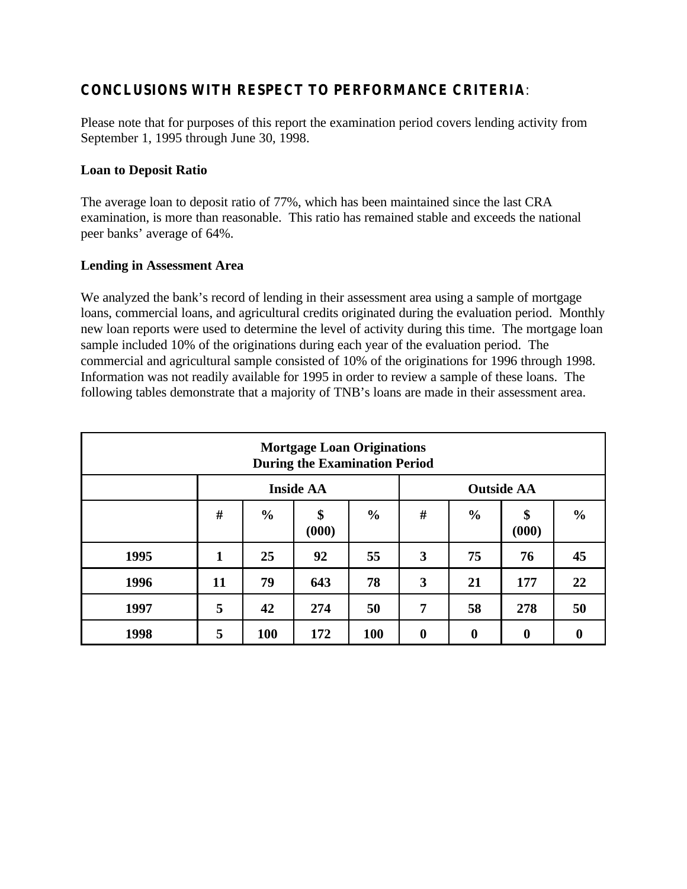## CONCLUSIONS WITH RESPECT TO PERFORMANCE CRITERIA:

Please note that for purposes of this report the examination period covers lending activity from September 1, 1995 through June 30, 1998.

### Loan to Deposit Ratio

The average loan to deposit ratio of 77%, which has been maintained since the last CRA examination, is more than reasonable. This ratio has remained stable and exceeds the national peer banks' average of 64%.

### Lending in Assessment Area

We analyzed the bank's record of lending in their assessment area using a sample of mortgage loans, commercial loans, and agricultural credits originated during the evaluation period. Monthly new loan reports were used to determine the level of activity during this time. The mortgage loan sample included 10% of the originations during each year of the evaluation period. The commercial and agricultural sample consisted of 10% of the originations for 1996 through 1998. Information was not readily available for 1995 in order to review a sample of these loans. The following tables demonstrate that a majority of TNB's loans are made in their assessment area.

**Mortgage Loan Originations During the Examination Period**

| | Inside AA | | | | Outside AA | | | |
|---|---|---|---|---|---|---|---|---|
| | # | % | $ (000) | % | # | % | $ (000) | % |
| 1995 | 1 | 25 | 92 | 55 | 3 | 75 | 76 | 45 |
| 1996 | 11 | 79 | 643 | 78 | 3 | 21 | 177 | 22 |
| 1997 | 5 | 42 | 274 | 50 | 7 | 58 | 278 | 50 |
| 1998 | 5 | 100 | 172 | 100 | 0 | 0 | 0 | 0 |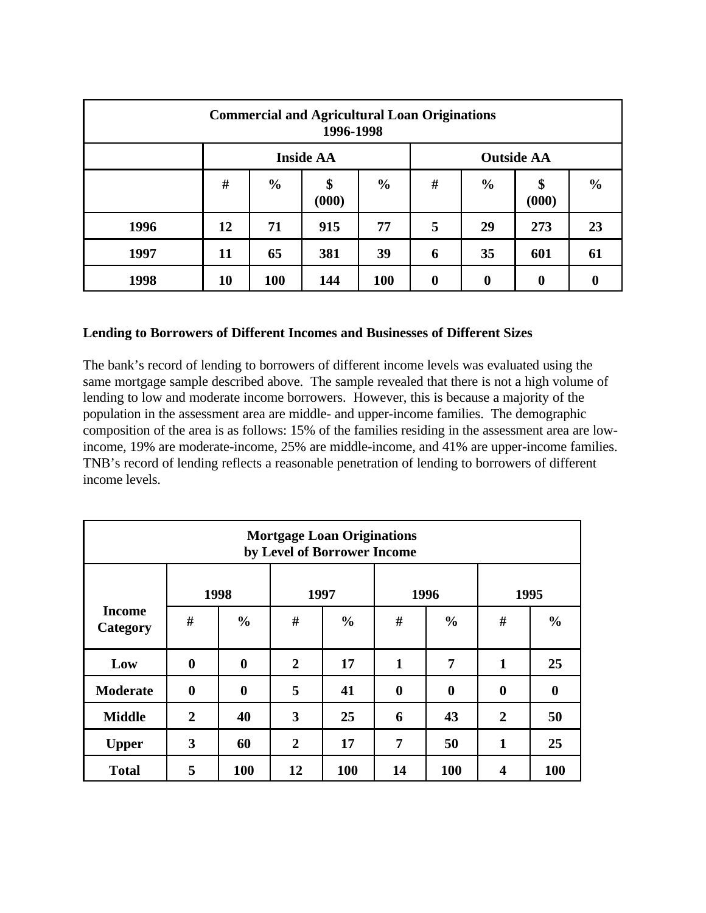| Commercial and Agricultural Loan Originations 1996-1998 | | | | | | | | |
|---|---|---|---|---|---|---|---|---|
| | Inside AA | | | | Outside AA | | | |
| | # | % | $ (000) | % | # | % | $ (000) | % |
| **1996** | **12** | **71** | **915** | **77** | **5** | **29** | **273** | **23** |
| **1997** | **11** | **65** | **381** | **39** | **6** | **35** | **601** | **61** |
| **1998** | **10** | **100** | **144** | **100** | **0** | **0** | **0** | **0** |

**Lending to Borrowers of Different Incomes and Businesses of Different Sizes**

The bank's record of lending to borrowers of different income levels was evaluated using the same mortgage sample described above. The sample revealed that there is not a high volume of lending to low and moderate income borrowers. However, this is because a majority of the population in the assessment area are middle- and upper-income families. The demographic composition of the area is as follows: 15% of the families residing in the assessment area are low-income, 19% are moderate-income, 25% are middle-income, and 41% are upper-income families. TNB's record of lending reflects a reasonable penetration of lending to borrowers of different income levels.

| Mortgage Loan Originations by Level of Borrower Income | | | | | | | | |
|---|---|---|---|---|---|---|---|---|
| Income Category | 1998 | | 1997 | | 1996 | | 1995 | |
| | # | % | # | % | # | % | # | % |
| **Low** | **0** | **0** | **2** | **17** | **1** | **7** | **1** | **25** |
| **Moderate** | **0** | **0** | **5** | **41** | **0** | **0** | **0** | **0** |
| **Middle** | **2** | **40** | **3** | **25** | **6** | **43** | **2** | **50** |
| **Upper** | **3** | **60** | **2** | **17** | **7** | **50** | **1** | **25** |
| **Total** | **5** | **100** | **12** | **100** | **14** | **100** | **4** | **100** |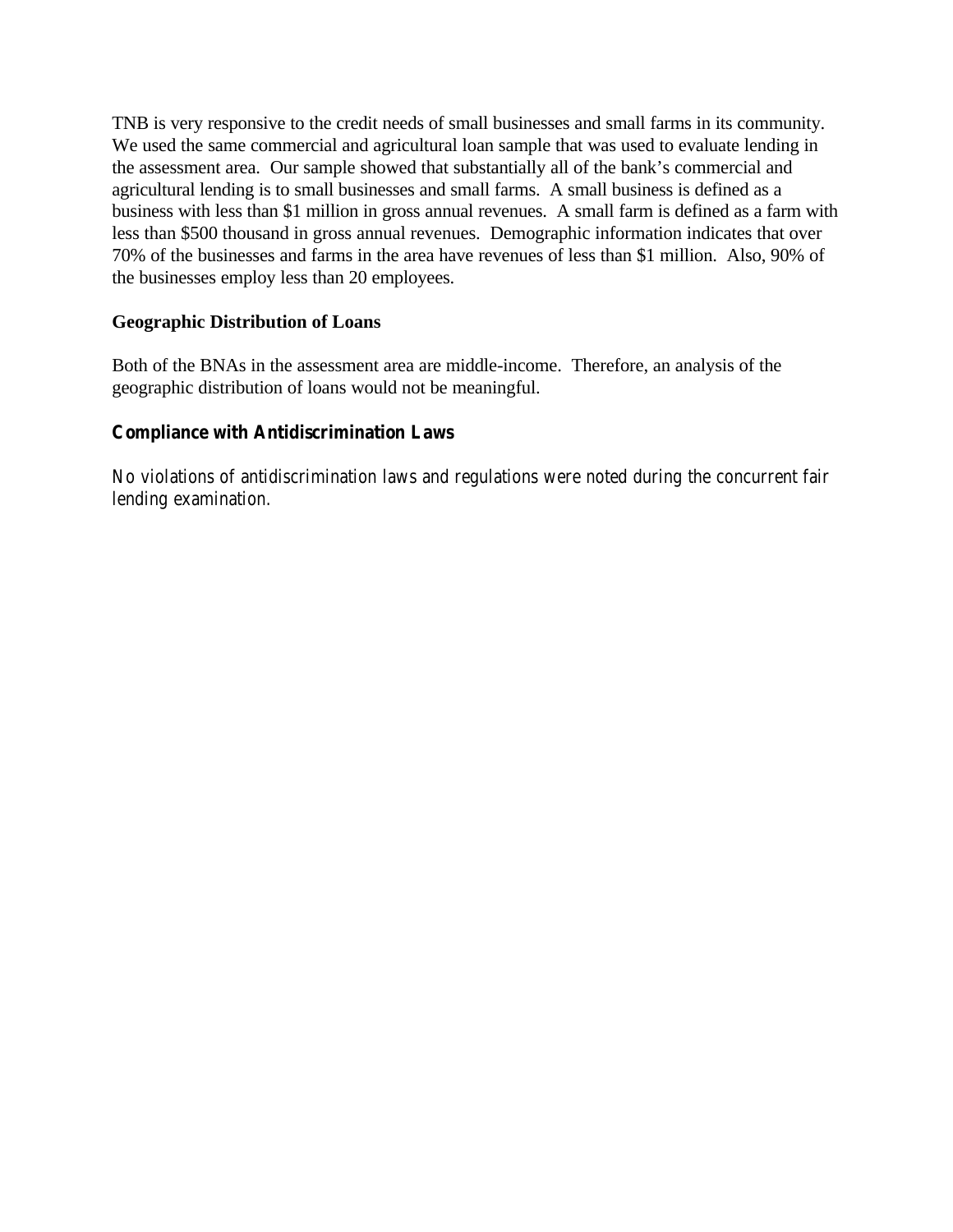TNB is very responsive to the credit needs of small businesses and small farms in its community. We used the same commercial and agricultural loan sample that was used to evaluate lending in the assessment area. Our sample showed that substantially all of the bank's commercial and agricultural lending is to small businesses and small farms. A small business is defined as a business with less than $1 million in gross annual revenues. A small farm is defined as a farm with less than $500 thousand in gross annual revenues. Demographic information indicates that over 70% of the businesses and farms in the area have revenues of less than $1 million. Also, 90% of the businesses employ less than 20 employees.

### Geographic Distribution of Loans

Both of the BNAs in the assessment area are middle-income. Therefore, an analysis of the geographic distribution of loans would not be meaningful.

### Compliance with Antidiscrimination Laws

No violations of antidiscrimination laws and regulations were noted during the concurrent fair lending examination.